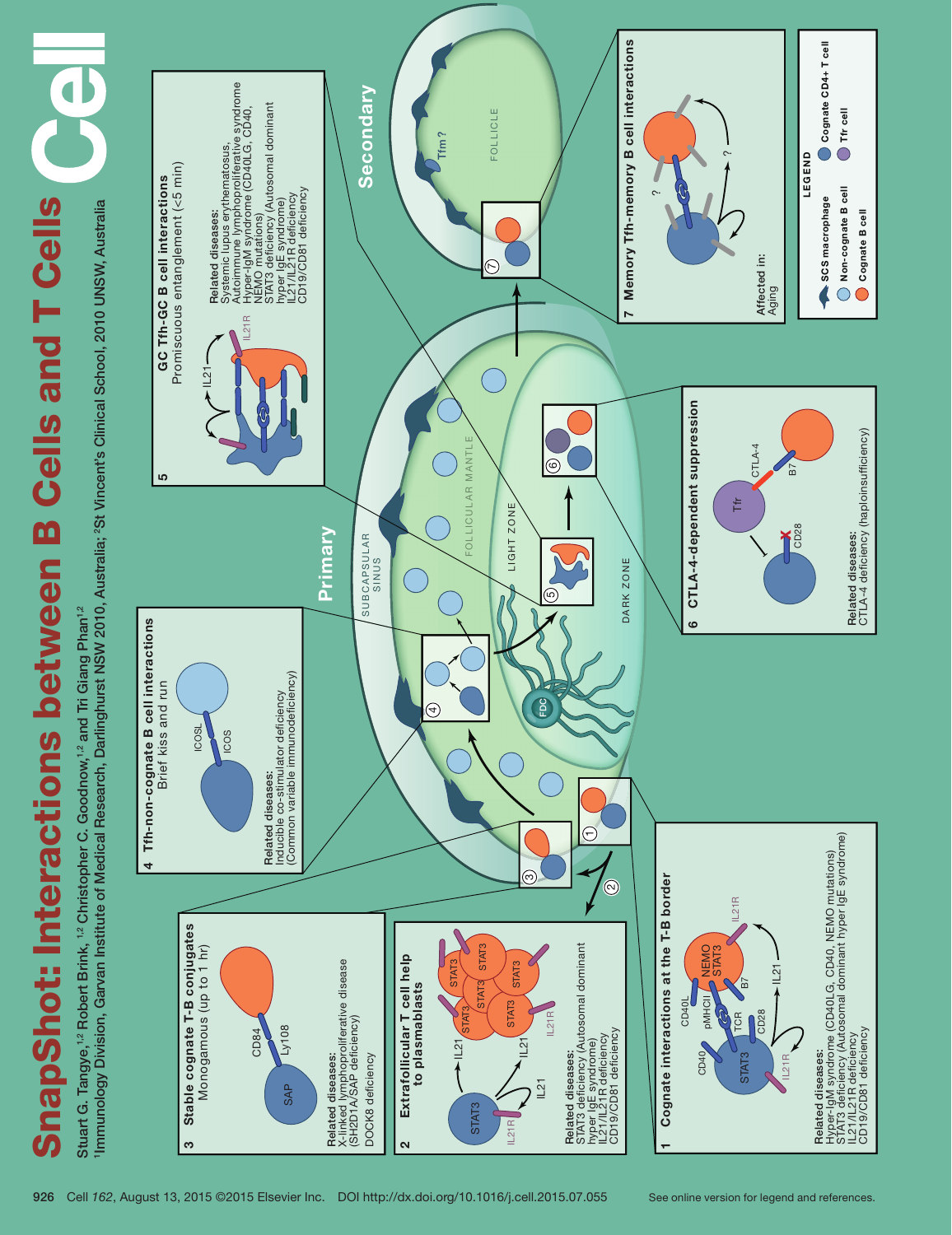# SnapShot: Interactions between B Cells and T Cells

Stuart G. Tangye,[1,2] Robert Brink,[1,2] Christopher C. Goodnow,[1,2] and Tri Giang Phan[1,2]

[1]Immunology Division, Garvan Institute of Medical Research, Darlinghurst NSW 2010, Australia; [2]St Vincent's Clinical School, 2010 UNSW, Australia

**Primary** — Subcapsular sinus, Follicular mantle, Light zone, Dark zone, FDC

**Secondary** — Follicle, Tfm?

### 1 Cognate interactions at the T-B border

CD40, CD40L, pMHCII, TCR, CD28, B7, STAT3, NEMO, IL21, IL21R

Related diseases:
Hyper-IgM syndrome (CD40LG, CD40, NEMO mutations)
STAT3 deficiency (Autosomal dominant hyper IgE syndrome)
IL21/IL21R deficiency
CD19/CD81 deficiency

### 2 Extrafollicular T cell help to plasmablasts

STAT3, IL21, IL21R

Related diseases:
STAT3 deficiency (Autosomal dominant hyper IgE syndrome)
IL21/IL21R deficiency
CD19/CD81 deficiency

### 3 Stable cognate T-B conjugates

Monogamous (up to 1 hr)

SAP, CD84, Ly108

Related diseases:
X-linked lymphoproliferative disease (SH2D1A/SAP deficiency)
DOCK8 deficiency

### 4 Tfh-non-cognate B cell interactions

Brief kiss and run

ICOSL, ICOS

Related diseases:
Inducible co-stimulator deficiency (Common variable immunodeficiency)

### 5 GC Tfh-GC B cell interactions

Promiscuous entanglement (<5 min)

IL21, IL21R

Related diseases:
Systemic lupus erythematosus,
Autoimmune lymphoproliferative syndrome
Hyper-IgM syndrome (CD40LG, CD40, NEMO mutations)
STAT3 deficiency (Autosomal dominant hyper IgE syndrome)
IL21/IL21R deficiency
CD19/CD81 deficiency

### 6 CTLA-4-dependent suppression

Tfr, CTLA-4, B7, CD28

Related diseases:
CTLA-4 deficiency (haploinsufficiency)

### 7 Memory Tfh-memory B cell interactions

Affected in:
Aging

**LEGEND**

- SCS macrophage
- Non-cognate B cell
- Cognate B cell
- Cognate CD4+ T cell
- Tfr cell

See online version for legend and references.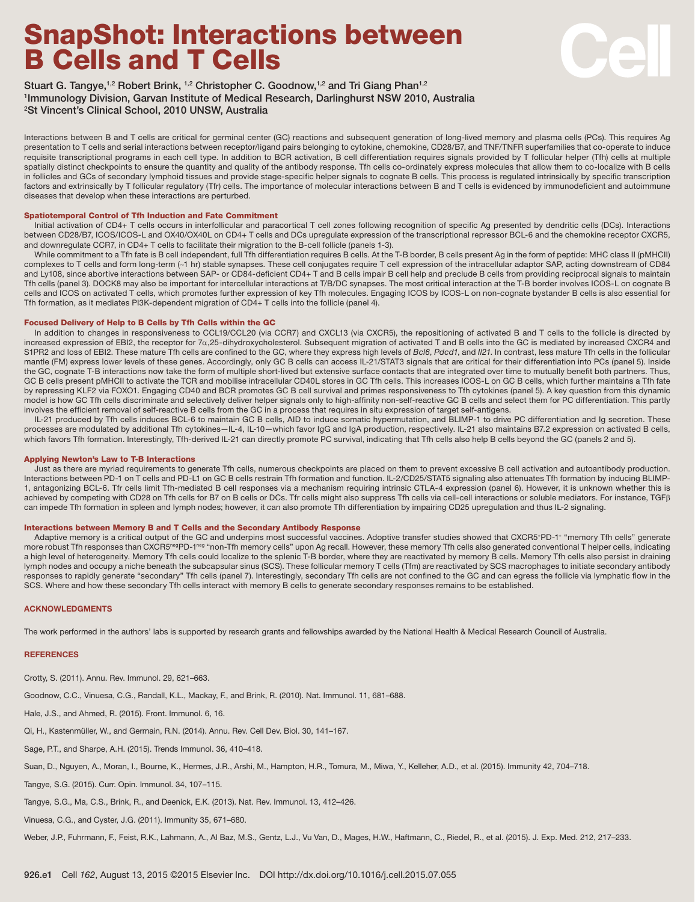# SnapShot: Interactions between B Cells and T Cells

Stuart G. Tangye,[1,2] Robert Brink,[1,2] Christopher C. Goodnow,[1,2] and Tri Giang Phan[1,2]
[1]Immunology Division, Garvan Institute of Medical Research, Darlinghurst NSW 2010, Australia
[2]St Vincent's Clinical School, 2010 UNSW, Australia

Interactions between B and T cells are critical for germinal center (GC) reactions and subsequent generation of long-lived memory and plasma cells (PCs). This requires Ag presentation to T cells and serial interactions between receptor/ligand pairs belonging to cytokine, chemokine, CD28/B7, and TNF/TNFR superfamilies that co-operate to induce requisite transcriptional programs in each cell type. In addition to BCR activation, B cell differentiation requires signals provided by T follicular helper (Tfh) cells at multiple spatially distinct checkpoints to ensure the quantity and quality of the antibody response. Tfh cells co-ordinately express molecules that allow them to co-localize with B cells in follicles and GCs of secondary lymphoid tissues and provide stage-specific helper signals to cognate B cells. This process is regulated intrinsically by specific transcription factors and extrinsically by T follicular regulatory (Tfr) cells. The importance of molecular interactions between B and T cells is evidenced by immunodeficient and autoimmune diseases that develop when these interactions are perturbed.

## Spatiotemporal Control of Tfh Induction and Fate Commitment

Initial activation of CD4+ T cells occurs in interfollicular and paracortical T cell zones following recognition of specific Ag presented by dendritic cells (DCs). Interactions between CD28/B7, ICOS/ICOS-L and OX40/OX40L on CD4+ T cells and DCs upregulate expression of the transcriptional repressor BCL-6 and the chemokine receptor CXCR5, and downregulate CCR7, in CD4+ T cells to facilitate their migration to the B-cell follicle (panels 1-3).

While commitment to a Tfh fate is B cell independent, full Tfh differentiation requires B cells. At the T-B border, B cells present Ag in the form of peptide: MHC class II (pMHCII) complexes to T cells and form long-term (~1 hr) stable synapses. These cell conjugates require T cell expression of the intracellular adaptor SAP, acting downstream of CD84 and Ly108, since abortive interactions between SAP- or CD84-deficient CD4+ T and B cells impair B cell help and preclude B cells from providing reciprocal signals to maintain Tfh cells (panel 3). DOCK8 may also be important for intercellular interactions at T/B/DC synapses. The most critical interaction at the T-B border involves ICOS-L on cognate B cells and ICOS on activated T cells, which promotes further expression of key Tfh molecules. Engaging ICOS by ICOS-L on non-cognate bystander B cells is also essential for Tfh formation, as it mediates PI3K-dependent migration of CD4+ T cells into the follicle (panel 4).

## Focused Delivery of Help to B Cells by Tfh Cells within the GC

In addition to changes in responsiveness to CCL19/CCL20 (via CCR7) and CXCL13 (via CXCR5), the repositioning of activated B and T cells to the follicle is directed by increased expression of EBI2, the receptor for 7α,25-dihydroxycholesterol. Subsequent migration of activated T and B cells into the GC is mediated by increased CXCR4 and S1PR2 and loss of EBI2. These mature Tfh cells are confined to the GC, where they express high levels of *Bcl6*, *Pdcd1*, and *Il21*. In contrast, less mature Tfh cells in the follicular mantle (FM) express lower levels of these genes. Accordingly, only GC B cells can access IL-21/STAT3 signals that are critical for their differentiation into PCs (panel 5). Inside the GC, cognate T-B interactions now take the form of multiple short-lived but extensive surface contacts that are integrated over time to mutually benefit both partners. Thus, GC B cells present pMHCII to activate the TCR and mobilise intracellular CD40L stores in GC Tfh cells. This increases ICOS-L on GC B cells, which further maintains a Tfh fate by repressing KLF2 via FOXO1. Engaging CD40 and BCR promotes GC B cell survival and primes responsiveness to Tfh cytokines (panel 5). A key question from this dynamic model is how GC Tfh cells discriminate and selectively deliver helper signals only to high-affinity non-self-reactive GC B cells and select them for PC differentiation. This partly involves the efficient removal of self-reactive B cells from the GC in a process that requires in situ expression of target self-antigens.

IL-21 produced by Tfh cells induces BCL-6 to maintain GC B cells, AID to induce somatic hypermutation, and BLIMP-1 to drive PC differentiation and Ig secretion. These processes are modulated by additional Tfh cytokines—IL-4, IL-10—which favor IgG and IgA production, respectively. IL-21 also maintains B7.2 expression on activated B cells, which favors Tfh formation. Interestingly, Tfh-derived IL-21 can directly promote PC survival, indicating that Tfh cells also help B cells beyond the GC (panels 2 and 5).

## Applying Newton's Law to T-B Interactions

Just as there are myriad requirements to generate Tfh cells, numerous checkpoints are placed on them to prevent excessive B cell activation and autoantibody production. Interactions between PD-1 on T cells and PD-L1 on GC B cells restrain Tfh formation and function. IL-2/CD25/STAT5 signaling also attenuates Tfh formation by inducing BLIMP-1, antagonizing BCL-6. Tfr cells limit Tfh-mediated B cell responses via a mechanism requiring intrinsic CTLA-4 expression (panel 6). However, it is unknown whether this is achieved by competing with CD28 on Tfh cells for B7 on B cells or DCs. Tfr cells might also suppress Tfh cells via cell-cell interactions or soluble mediators. For instance, TGFβ can impede Tfh formation in spleen and lymph nodes; however, it can also promote Tfh differentiation by impairing CD25 upregulation and thus IL-2 signaling.

## Interactions between Memory B and T Cells and the Secondary Antibody Response

Adaptive memory is a critical output of the GC and underpins most successful vaccines. Adoptive transfer studies showed that $CXCR5^{+}PD\text{-}1^{+}$ "memory Tfh cells" generate more robust Tfh responses than $CXCR5^{neg}PD\text{-}1^{neg}$ "non-Tfh memory cells" upon Ag recall. However, these memory Tfh cells also generated conventional T helper cells, indicating a high level of heterogeneity. Memory Tfh cells could localize to the splenic T-B border, where they are reactivated by memory B cells. Memory Tfh cells also persist in draining lymph nodes and occupy a niche beneath the subcapsular sinus (SCS). These follicular memory T cells (Tfm) are reactivated by SCS macrophages to initiate secondary antibody responses to rapidly generate "secondary" Tfh cells (panel 7). Interestingly, secondary Tfh cells are not confined to the GC and can egress the follicle via lymphatic flow in the SCS. Where and how these secondary Tfh cells interact with memory B cells to generate secondary responses remains to be established.

## ACKNOWLEDGMENTS

The work performed in the authors' labs is supported by research grants and fellowships awarded by the National Health & Medical Research Council of Australia.

## REFERENCES

Crotty, S. (2011). Annu. Rev. Immunol. 29, 621–663.

Goodnow, C.C., Vinuesa, C.G., Randall, K.L., Mackay, F., and Brink, R. (2010). Nat. Immunol. 11, 681–688.

Hale, J.S., and Ahmed, R. (2015). Front. Immunol. 6, 16.

Qi, H., Kastenmüller, W., and Germain, R.N. (2014). Annu. Rev. Cell Dev. Biol. 30, 141–167.

Sage, P.T., and Sharpe, A.H. (2015). Trends Immunol. 36, 410–418.

Suan, D., Nguyen, A., Moran, I., Bourne, K., Hermes, J.R., Arshi, M., Hampton, H.R., Tomura, M., Miwa, Y., Kelleher, A.D., et al. (2015). Immunity 42, 704–718.

Tangye, S.G. (2015). Curr. Opin. Immunol. 34, 107–115.

Tangye, S.G., Ma, C.S., Brink, R., and Deenick, E.K. (2013). Nat. Rev. Immunol. 13, 412–426.

Vinuesa, C.G., and Cyster, J.G. (2011). Immunity 35, 671–680.

Weber, J.P., Fuhrmann, F., Feist, R.K., Lahmann, A., Al Baz, M.S., Gentz, L.J., Vu Van, D., Mages, H.W., Haftmann, C., Riedel, R., et al. (2015). J. Exp. Med. 212, 217–233.